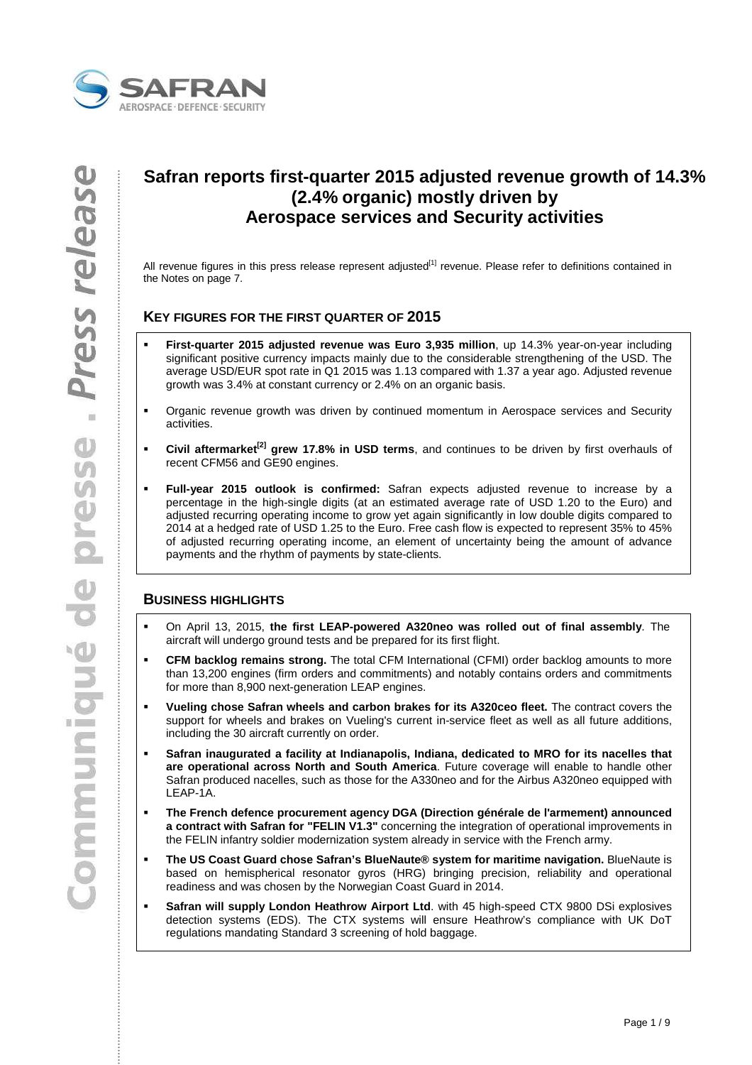# Safran reports first-quarter 2015 adjusted revenue growth of 14.3% (2.4% organic) mostly driven by Aerospace services and Security activities

All revenue figures in this press release represent adjusted[1] revenue. Please refer to definitions contained in the Notes on page 7.

## KEY FIGURES FOR THE FIRST QUARTER OF 2015

- **First-quarter 2015 adjusted revenue was Euro 3,935 million**, up 14.3% year-on-year including significant positive currency impacts mainly due to the considerable strengthening of the USD. The average USD/EUR spot rate in Q1 2015 was 1.13 compared with 1.37 a year ago. Adjusted revenue growth was 3.4% at constant currency or 2.4% on an organic basis.
- Organic revenue growth was driven by continued momentum in Aerospace services and Security activities.
- **Civil aftermarket[2] grew 17.8% in USD terms**, and continues to be driven by first overhauls of recent CFM56 and GE90 engines.
- **Full-year 2015 outlook is confirmed:** Safran expects adjusted revenue to increase by a percentage in the high-single digits (at an estimated average rate of USD 1.20 to the Euro) and adjusted recurring operating income to grow yet again significantly in low double digits compared to 2014 at a hedged rate of USD 1.25 to the Euro. Free cash flow is expected to represent 35% to 45% of adjusted recurring operating income, an element of uncertainty being the amount of advance payments and the rhythm of payments by state-clients.

## BUSINESS HIGHLIGHTS

- On April 13, 2015, **the first LEAP-powered A320neo was rolled out of final assembly**. The aircraft will undergo ground tests and be prepared for its first flight.
- **CFM backlog remains strong.** The total CFM International (CFMI) order backlog amounts to more than 13,200 engines (firm orders and commitments) and notably contains orders and commitments for more than 8,900 next-generation LEAP engines.
- **Vueling chose Safran wheels and carbon brakes for its A320ceo fleet.** The contract covers the support for wheels and brakes on Vueling's current in-service fleet as well as all future additions, including the 30 aircraft currently on order.
- **Safran inaugurated a facility at Indianapolis, Indiana, dedicated to MRO for its nacelles that are operational across North and South America**. Future coverage will enable to handle other Safran produced nacelles, such as those for the A330neo and for the Airbus A320neo equipped with LEAP-1A.
- **The French defence procurement agency DGA (Direction générale de l'armement) announced a contract with Safran for "FELIN V1.3"** concerning the integration of operational improvements in the FELIN infantry soldier modernization system already in service with the French army.
- **The US Coast Guard chose Safran's BlueNaute® system for maritime navigation.** BlueNaute is based on hemispherical resonator gyros (HRG) bringing precision, reliability and operational readiness and was chosen by the Norwegian Coast Guard in 2014.
- **Safran will supply London Heathrow Airport Ltd**. with 45 high-speed CTX 9800 DSi explosives detection systems (EDS). The CTX systems will ensure Heathrow's compliance with UK DoT regulations mandating Standard 3 screening of hold baggage.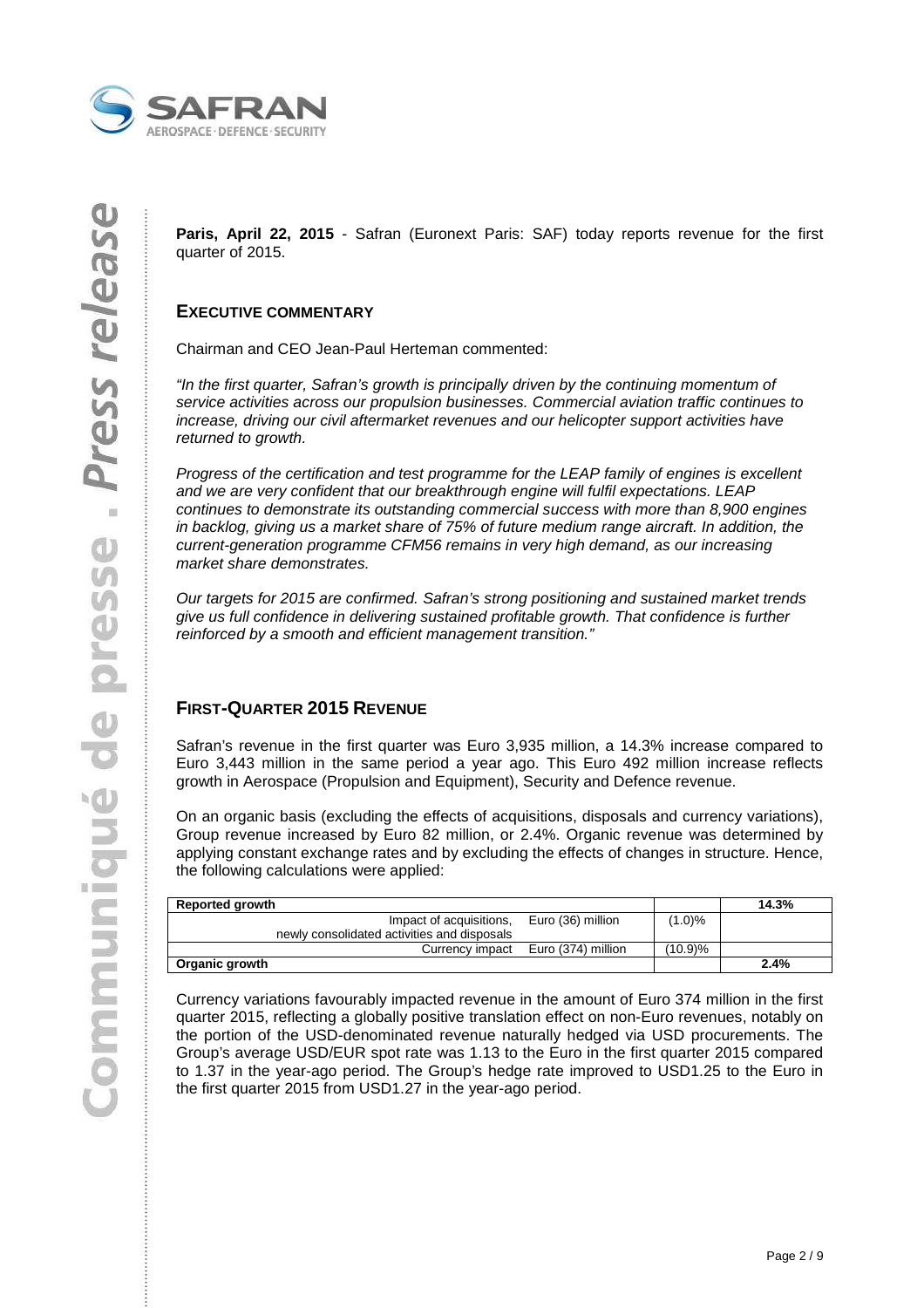**Paris, April 22, 2015** - Safran (Euronext Paris: SAF) today reports revenue for the first quarter of 2015.

## EXECUTIVE COMMENTARY

Chairman and CEO Jean-Paul Herteman commented:

*"In the first quarter, Safran's growth is principally driven by the continuing momentum of service activities across our propulsion businesses. Commercial aviation traffic continues to increase, driving our civil aftermarket revenues and our helicopter support activities have returned to growth.*

*Progress of the certification and test programme for the LEAP family of engines is excellent and we are very confident that our breakthrough engine will fulfil expectations. LEAP continues to demonstrate its outstanding commercial success with more than 8,900 engines in backlog, giving us a market share of 75% of future medium range aircraft. In addition, the current-generation programme CFM56 remains in very high demand, as our increasing market share demonstrates.*

*Our targets for 2015 are confirmed. Safran's strong positioning and sustained market trends give us full confidence in delivering sustained profitable growth. That confidence is further reinforced by a smooth and efficient management transition."*

## FIRST-QUARTER 2015 REVENUE

Safran's revenue in the first quarter was Euro 3,935 million, a 14.3% increase compared to Euro 3,443 million in the same period a year ago. This Euro 492 million increase reflects growth in Aerospace (Propulsion and Equipment), Security and Defence revenue.

On an organic basis (excluding the effects of acquisitions, disposals and currency variations), Group revenue increased by Euro 82 million, or 2.4%. Organic revenue was determined by applying constant exchange rates and by excluding the effects of changes in structure. Hence, the following calculations were applied:

| **Reported growth** | | | **14.3%** |
|---|---|---|---|
| Impact of acquisitions, newly consolidated activities and disposals | Euro (36) million | (1.0)% | |
| Currency impact | Euro (374) million | (10.9)% | |
| **Organic growth** | | | **2.4%** |

Currency variations favourably impacted revenue in the amount of Euro 374 million in the first quarter 2015, reflecting a globally positive translation effect on non-Euro revenues, notably on the portion of the USD-denominated revenue naturally hedged via USD procurements. The Group's average USD/EUR spot rate was 1.13 to the Euro in the first quarter 2015 compared to 1.37 in the year-ago period. The Group's hedge rate improved to USD1.25 to the Euro in the first quarter 2015 from USD1.27 in the year-ago period.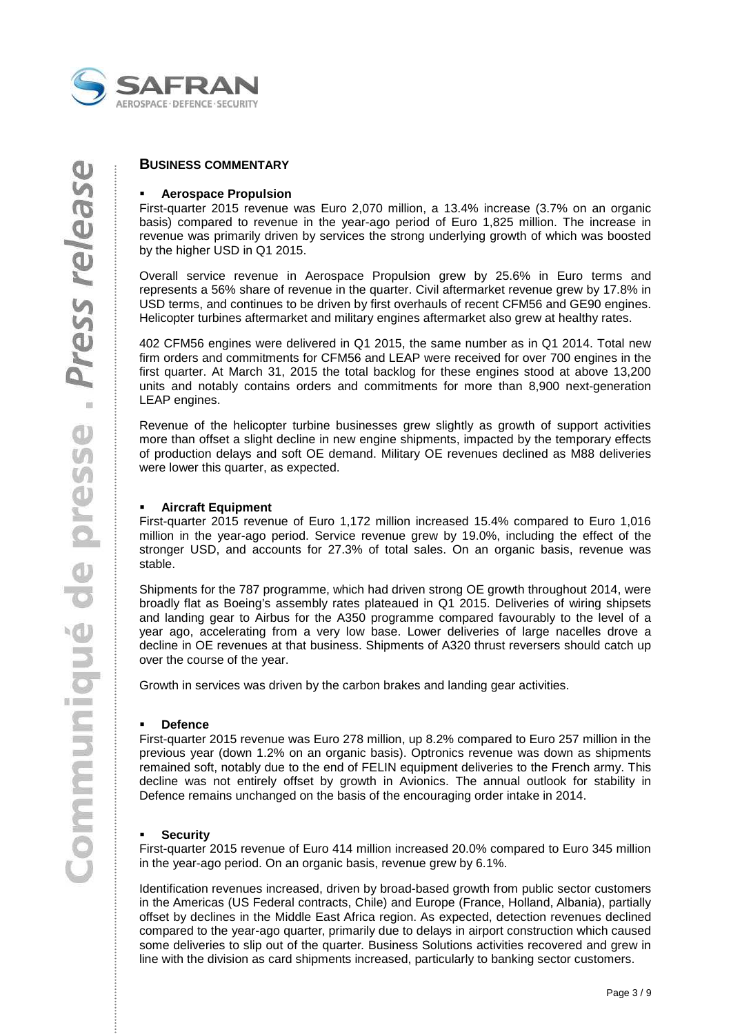## BUSINESS COMMENTARY

- **Aerospace Propulsion**

First-quarter 2015 revenue was Euro 2,070 million, a 13.4% increase (3.7% on an organic basis) compared to revenue in the year-ago period of Euro 1,825 million. The increase in revenue was primarily driven by services the strong underlying growth of which was boosted by the higher USD in Q1 2015.

Overall service revenue in Aerospace Propulsion grew by 25.6% in Euro terms and represents a 56% share of revenue in the quarter. Civil aftermarket revenue grew by 17.8% in USD terms, and continues to be driven by first overhauls of recent CFM56 and GE90 engines. Helicopter turbines aftermarket and military engines aftermarket also grew at healthy rates.

402 CFM56 engines were delivered in Q1 2015, the same number as in Q1 2014. Total new firm orders and commitments for CFM56 and LEAP were received for over 700 engines in the first quarter. At March 31, 2015 the total backlog for these engines stood at above 13,200 units and notably contains orders and commitments for more than 8,900 next-generation LEAP engines.

Revenue of the helicopter turbine businesses grew slightly as growth of support activities more than offset a slight decline in new engine shipments, impacted by the temporary effects of production delays and soft OE demand. Military OE revenues declined as M88 deliveries were lower this quarter, as expected.

- **Aircraft Equipment**

First-quarter 2015 revenue of Euro 1,172 million increased 15.4% compared to Euro 1,016 million in the year-ago period. Service revenue grew by 19.0%, including the effect of the stronger USD, and accounts for 27.3% of total sales. On an organic basis, revenue was stable.

Shipments for the 787 programme, which had driven strong OE growth throughout 2014, were broadly flat as Boeing's assembly rates plateaued in Q1 2015. Deliveries of wiring shipsets and landing gear to Airbus for the A350 programme compared favourably to the level of a year ago, accelerating from a very low base. Lower deliveries of large nacelles drove a decline in OE revenues at that business. Shipments of A320 thrust reversers should catch up over the course of the year.

Growth in services was driven by the carbon brakes and landing gear activities.

- **Defence**

First-quarter 2015 revenue was Euro 278 million, up 8.2% compared to Euro 257 million in the previous year (down 1.2% on an organic basis). Optronics revenue was down as shipments remained soft, notably due to the end of FELIN equipment deliveries to the French army. This decline was not entirely offset by growth in Avionics. The annual outlook for stability in Defence remains unchanged on the basis of the encouraging order intake in 2014.

- **Security**

First-quarter 2015 revenue of Euro 414 million increased 20.0% compared to Euro 345 million in the year-ago period. On an organic basis, revenue grew by 6.1%.

Identification revenues increased, driven by broad-based growth from public sector customers in the Americas (US Federal contracts, Chile) and Europe (France, Holland, Albania), partially offset by declines in the Middle East Africa region. As expected, detection revenues declined compared to the year-ago quarter, primarily due to delays in airport construction which caused some deliveries to slip out of the quarter. Business Solutions activities recovered and grew in line with the division as card shipments increased, particularly to banking sector customers.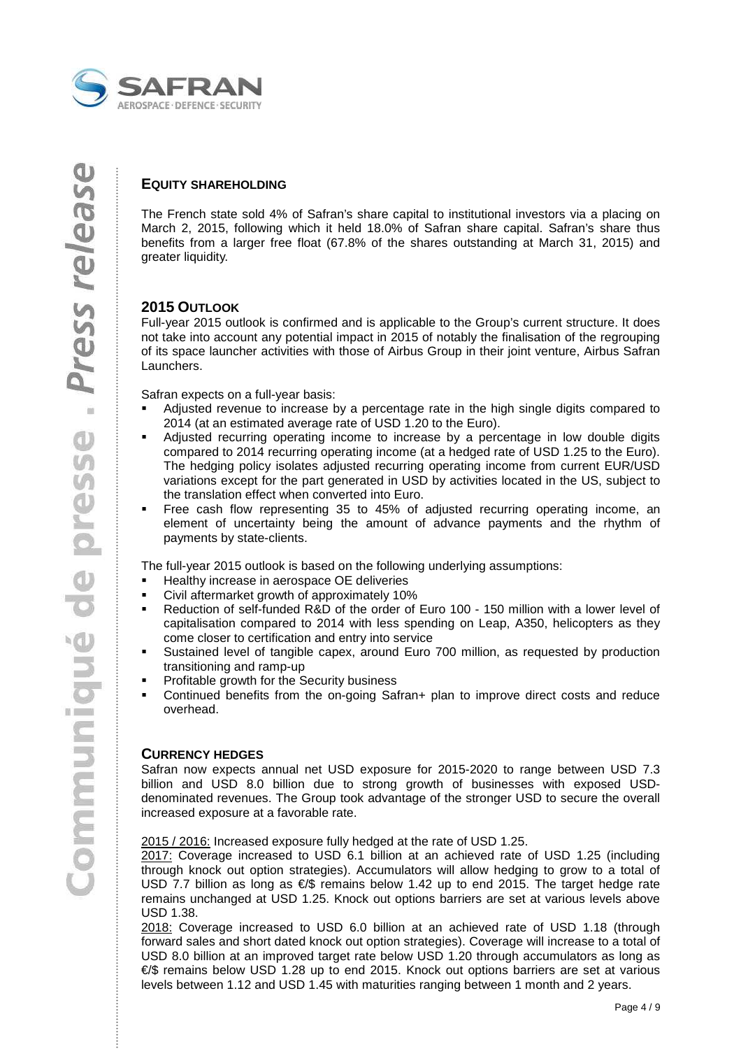## EQUITY SHAREHOLDING

The French state sold 4% of Safran's share capital to institutional investors via a placing on March 2, 2015, following which it held 18.0% of Safran share capital. Safran's share thus benefits from a larger free float (67.8% of the shares outstanding at March 31, 2015) and greater liquidity.

## 2015 OUTLOOK

Full-year 2015 outlook is confirmed and is applicable to the Group's current structure. It does not take into account any potential impact in 2015 of notably the finalisation of the regrouping of its space launcher activities with those of Airbus Group in their joint venture, Airbus Safran Launchers.

Safran expects on a full-year basis:

- Adjusted revenue to increase by a percentage rate in the high single digits compared to 2014 (at an estimated average rate of USD 1.20 to the Euro).
- Adjusted recurring operating income to increase by a percentage in low double digits compared to 2014 recurring operating income (at a hedged rate of USD 1.25 to the Euro). The hedging policy isolates adjusted recurring operating income from current EUR/USD variations except for the part generated in USD by activities located in the US, subject to the translation effect when converted into Euro.
- Free cash flow representing 35 to 45% of adjusted recurring operating income, an element of uncertainty being the amount of advance payments and the rhythm of payments by state-clients.

The full-year 2015 outlook is based on the following underlying assumptions:

- Healthy increase in aerospace OE deliveries
- Civil aftermarket growth of approximately 10%
- Reduction of self-funded R&D of the order of Euro 100 - 150 million with a lower level of capitalisation compared to 2014 with less spending on Leap, A350, helicopters as they come closer to certification and entry into service
- Sustained level of tangible capex, around Euro 700 million, as requested by production transitioning and ramp-up
- Profitable growth for the Security business
- Continued benefits from the on-going Safran+ plan to improve direct costs and reduce overhead.

## CURRENCY HEDGES

Safran now expects annual net USD exposure for 2015-2020 to range between USD 7.3 billion and USD 8.0 billion due to strong growth of businesses with exposed USD-denominated revenues. The Group took advantage of the stronger USD to secure the overall increased exposure at a favorable rate.

2015 / 2016: Increased exposure fully hedged at the rate of USD 1.25.

2017: Coverage increased to USD 6.1 billion at an achieved rate of USD 1.25 (including through knock out option strategies). Accumulators will allow hedging to grow to a total of USD 7.7 billion as long as €/$ remains below 1.42 up to end 2015. The target hedge rate remains unchanged at USD 1.25. Knock out options barriers are set at various levels above USD 1.38.

2018: Coverage increased to USD 6.0 billion at an achieved rate of USD 1.18 (through forward sales and short dated knock out option strategies). Coverage will increase to a total of USD 8.0 billion at an improved target rate below USD 1.20 through accumulators as long as €/$ remains below USD 1.28 up to end 2015. Knock out options barriers are set at various levels between 1.12 and USD 1.45 with maturities ranging between 1 month and 2 years.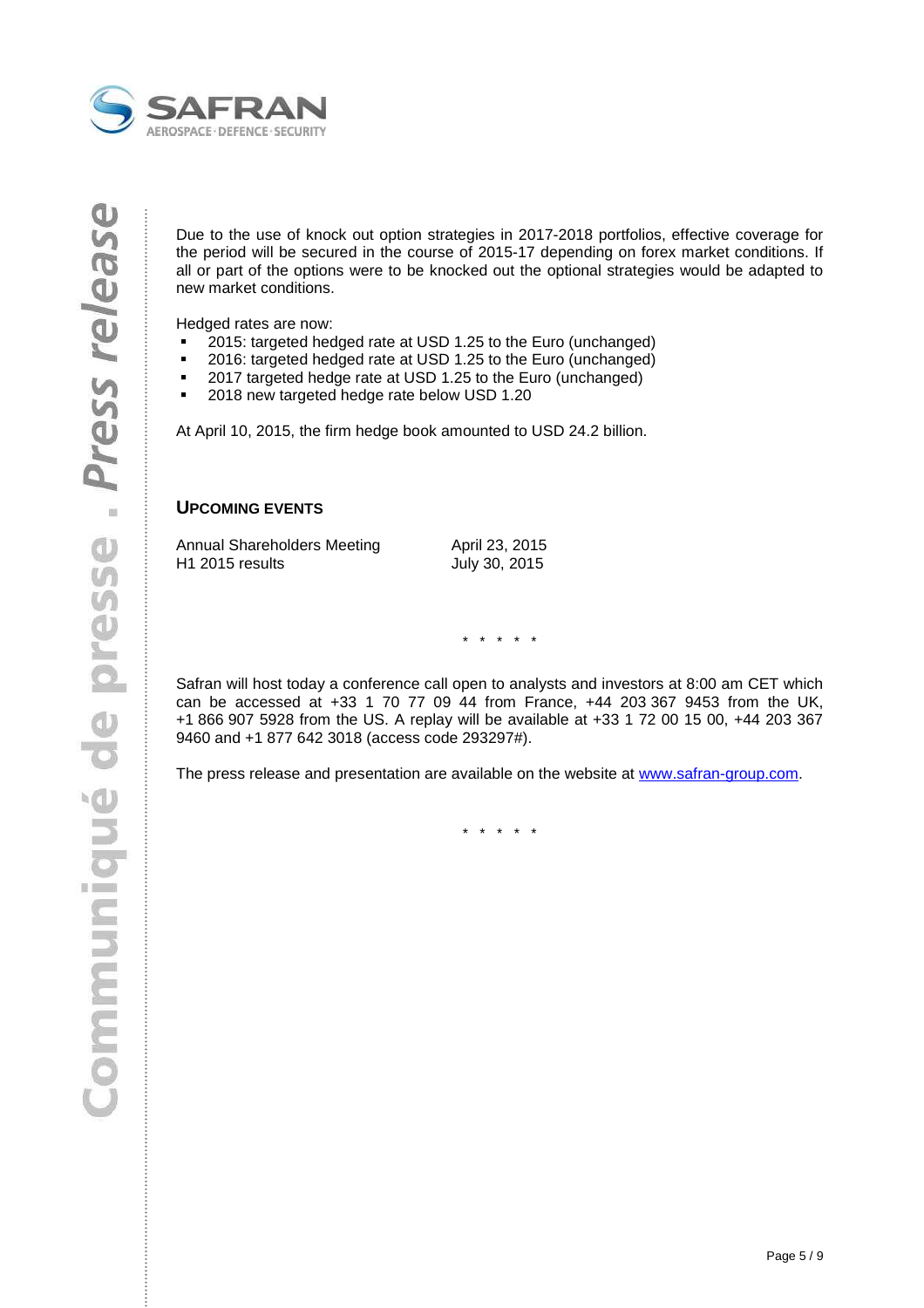Due to the use of knock out option strategies in 2017-2018 portfolios, effective coverage for the period will be secured in the course of 2015-17 depending on forex market conditions. If all or part of the options were to be knocked out the optional strategies would be adapted to new market conditions.

Hedged rates are now:

- 2015: targeted hedged rate at USD 1.25 to the Euro (unchanged)
- 2016: targeted hedged rate at USD 1.25 to the Euro (unchanged)
- 2017 targeted hedge rate at USD 1.25 to the Euro (unchanged)
- 2018 new targeted hedge rate below USD 1.20

At April 10, 2015, the firm hedge book amounted to USD 24.2 billion.

## UPCOMING EVENTS

| | |
|---|---|
| Annual Shareholders Meeting | April 23, 2015 |
| H1 2015 results | July 30, 2015 |

\* \* \* \* \*

Safran will host today a conference call open to analysts and investors at 8:00 am CET which can be accessed at +33 1 70 77 09 44 from France, +44 203 367 9453 from the UK, +1 866 907 5928 from the US. A replay will be available at +33 1 72 00 15 00, +44 203 367 9460 and +1 877 642 3018 (access code 293297#).

The press release and presentation are available on the website at [www.safran-group.com](http://www.safran-group.com).

\* \* \* \* \*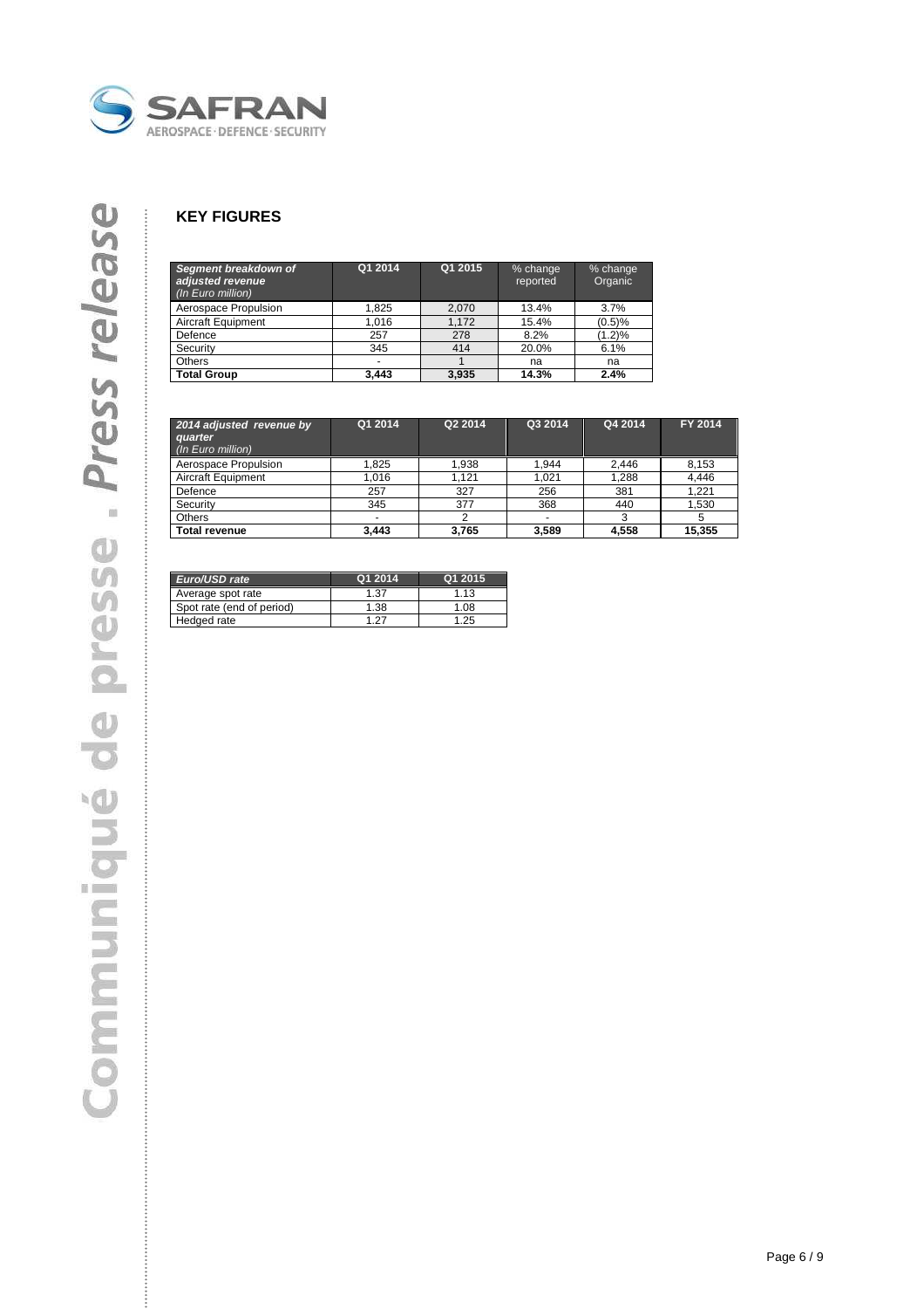## KEY FIGURES

| *Segment breakdown of adjusted revenue (In Euro million)* | Q1 2014 | Q1 2015 | % change reported | % change Organic |
|---|---|---|---|---|
| Aerospace Propulsion | 1,825 | 2,070 | 13.4% | 3.7% |
| Aircraft Equipment | 1,016 | 1,172 | 15.4% | (0.5)% |
| Defence | 257 | 278 | 8.2% | (1.2)% |
| Security | 345 | 414 | 20.0% | 6.1% |
| Others | - | 1 | na | na |
| **Total Group** | **3,443** | **3,935** | **14.3%** | **2.4%** |

| *2014 adjusted revenue by quarter (In Euro million)* | Q1 2014 | Q2 2014 | Q3 2014 | Q4 2014 | FY 2014 |
|---|---|---|---|---|---|
| Aerospace Propulsion | 1,825 | 1,938 | 1,944 | 2,446 | 8,153 |
| Aircraft Equipment | 1,016 | 1,121 | 1,021 | 1,288 | 4,446 |
| Defence | 257 | 327 | 256 | 381 | 1,221 |
| Security | 345 | 377 | 368 | 440 | 1,530 |
| Others | - | 2 | - | 3 | 5 |
| **Total revenue** | **3,443** | **3,765** | **3,589** | **4,558** | **15,355** |

| *Euro/USD rate* | Q1 2014 | Q1 2015 |
|---|---|---|
| Average spot rate | 1.37 | 1.13 |
| Spot rate (end of period) | 1.38 | 1.08 |
| Hedged rate | 1.27 | 1.25 |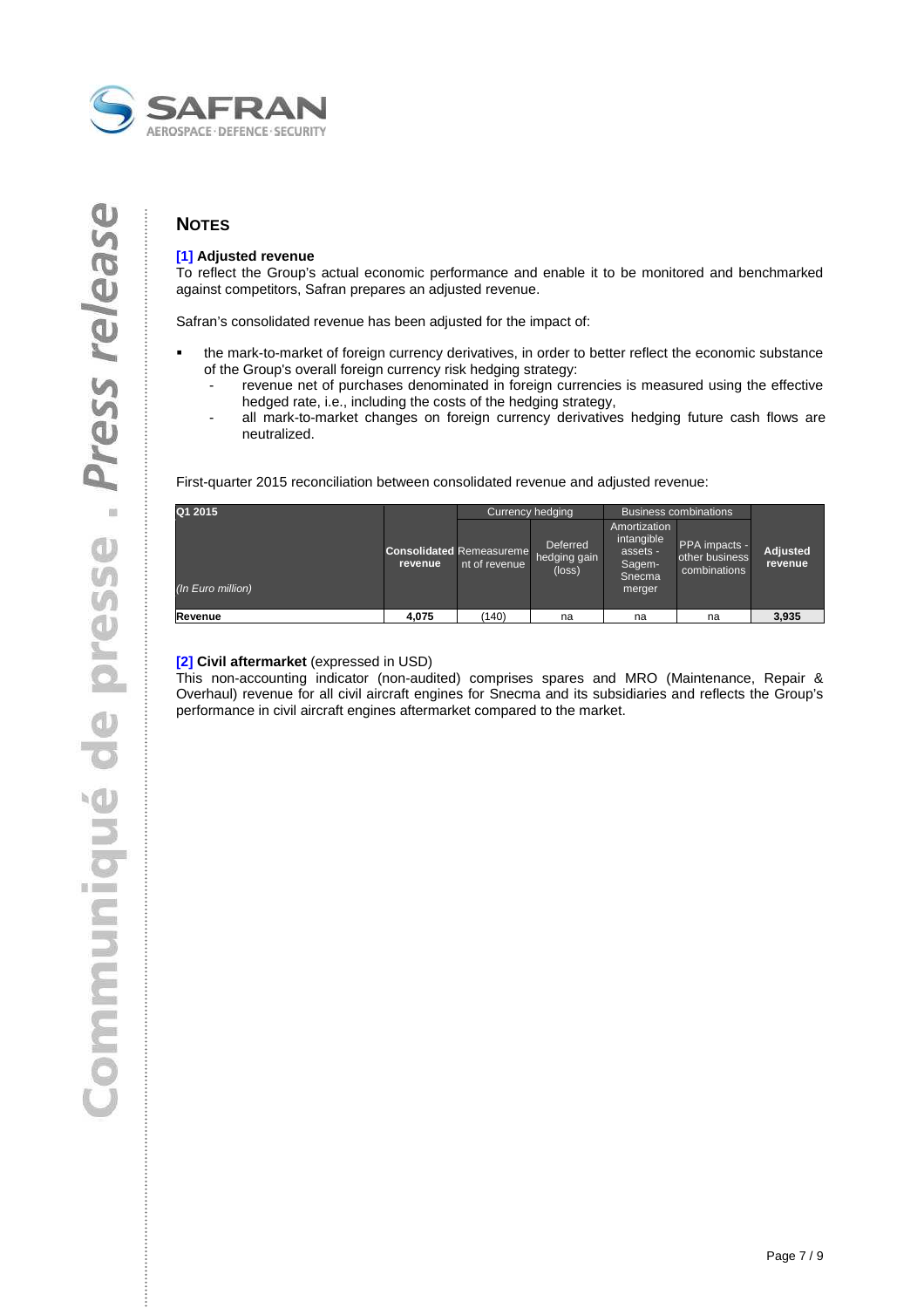## NOTES

**[1] Adjusted revenue**
To reflect the Group's actual economic performance and enable it to be monitored and benchmarked against competitors, Safran prepares an adjusted revenue.

Safran's consolidated revenue has been adjusted for the impact of:

- the mark-to-market of foreign currency derivatives, in order to better reflect the economic substance of the Group's overall foreign currency risk hedging strategy:
  - revenue net of purchases denominated in foreign currencies is measured using the effective hedged rate, i.e., including the costs of the hedging strategy,
  - all mark-to-market changes on foreign currency derivatives hedging future cash flows are neutralized.

First-quarter 2015 reconciliation between consolidated revenue and adjusted revenue:

| Q1 2015 | | Currency hedging | | Business combinations | | |
|---|---|---|---|---|---|---|
| *(In Euro million)* | **Consolidated revenue** | Remeasurement of revenue | Deferred hedging gain (loss) | Amortization intangible assets - Sagem-Snecma merger | PPA impacts - other business combinations | **Adjusted revenue** |
| **Revenue** | **4,075** | (140) | na | na | na | **3,935** |

**[2] Civil aftermarket** (expressed in USD)
This non-accounting indicator (non-audited) comprises spares and MRO (Maintenance, Repair & Overhaul) revenue for all civil aircraft engines for Snecma and its subsidiaries and reflects the Group's performance in civil aircraft engines aftermarket compared to the market.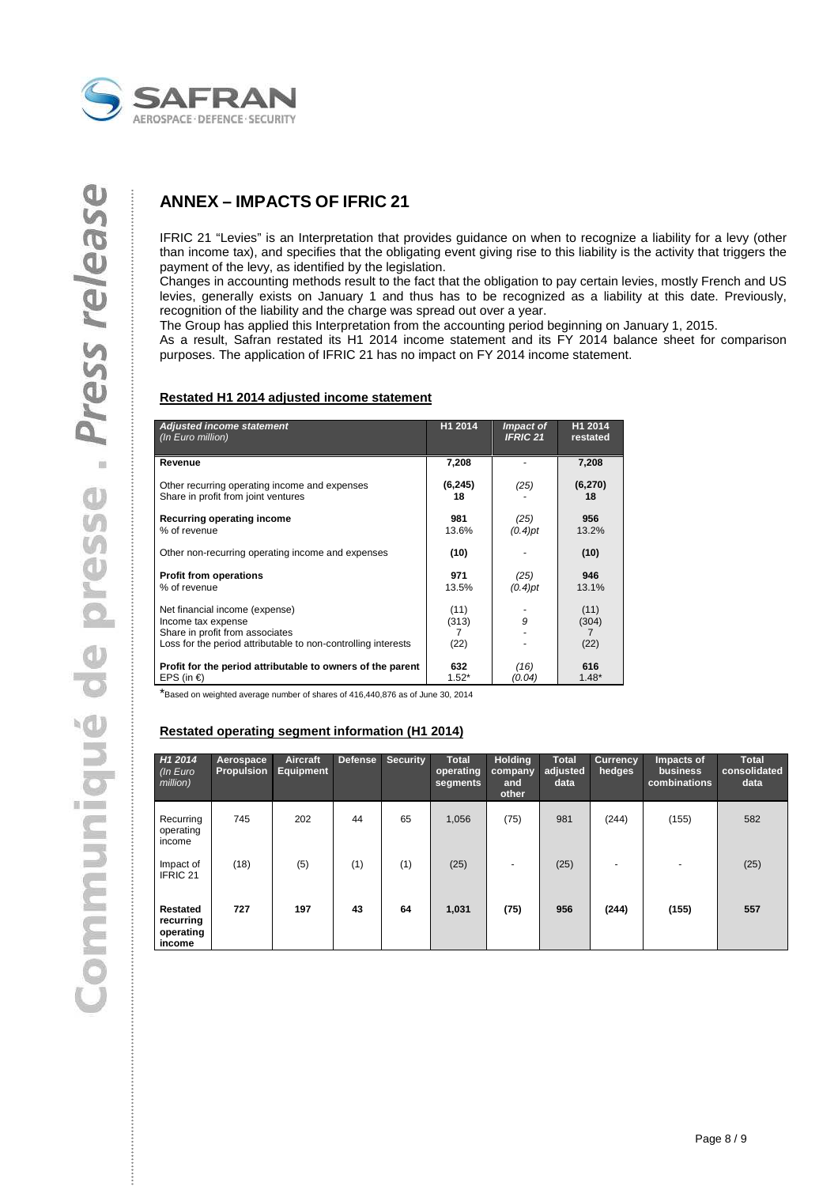## ANNEX – IMPACTS OF IFRIC 21

IFRIC 21 "Levies" is an Interpretation that provides guidance on when to recognize a liability for a levy (other than income tax), and specifies that the obligating event giving rise to this liability is the activity that triggers the payment of the levy, as identified by the legislation.

Changes in accounting methods result to the fact that the obligation to pay certain levies, mostly French and US levies, generally exists on January 1 and thus has to be recognized as a liability at this date. Previously, recognition of the liability and the charge was spread out over a year.

The Group has applied this Interpretation from the accounting period beginning on January 1, 2015.

As a result, Safran restated its H1 2014 income statement and its FY 2014 balance sheet for comparison purposes. The application of IFRIC 21 has no impact on FY 2014 income statement.

### Restated H1 2014 adjusted income statement

| *Adjusted income statement (In Euro million)* | H1 2014 | *Impact of IFRIC 21* | H1 2014 restated |
|---|---|---|---|
| **Revenue** | **7,208** | - | **7,208** |
| Other recurring operating income and expenses | **(6,245)** | *(25)* | **(6,270)** |
| Share in profit from joint ventures | **18** | - | **18** |
| **Recurring operating income** | **981** | *(25)* | **956** |
| % of revenue | 13.6% | *(0.4)pt* | 13.2% |
| Other non-recurring operating income and expenses | **(10)** | - | **(10)** |
| **Profit from operations** | **971** | *(25)* | **946** |
| % of revenue | 13.5% | *(0.4)pt* | 13.1% |
| Net financial income (expense) | (11) | - | (11) |
| Income tax expense | (313) | *9* | (304) |
| Share in profit from associates | 7 | - | 7 |
| Loss for the period attributable to non-controlling interests | (22) | - | (22) |
| **Profit for the period attributable to owners of the parent** | **632** | *(16)* | **616** |
| EPS (in €) | 1.52* | *(0.04)* | 1.48* |

*Based on weighted average number of shares of 416,440,876 as of June 30, 2014

### Restated operating segment information (H1 2014)

| *H1 2014 (In Euro million)* | Aerospace Propulsion | Aircraft Equipment | Defense | Security | Total operating segments | Holding company and other | Total adjusted data | Currency hedges | Impacts of business combinations | Total consolidated data |
|---|---|---|---|---|---|---|---|---|---|---|
| Recurring operating income | 745 | 202 | 44 | 65 | 1,056 | (75) | 981 | (244) | (155) | 582 |
| Impact of IFRIC 21 | (18) | (5) | (1) | (1) | (25) | - | (25) | - | - | (25) |
| **Restated recurring operating income** | **727** | **197** | **43** | **64** | **1,031** | **(75)** | **956** | **(244)** | **(155)** | **557** |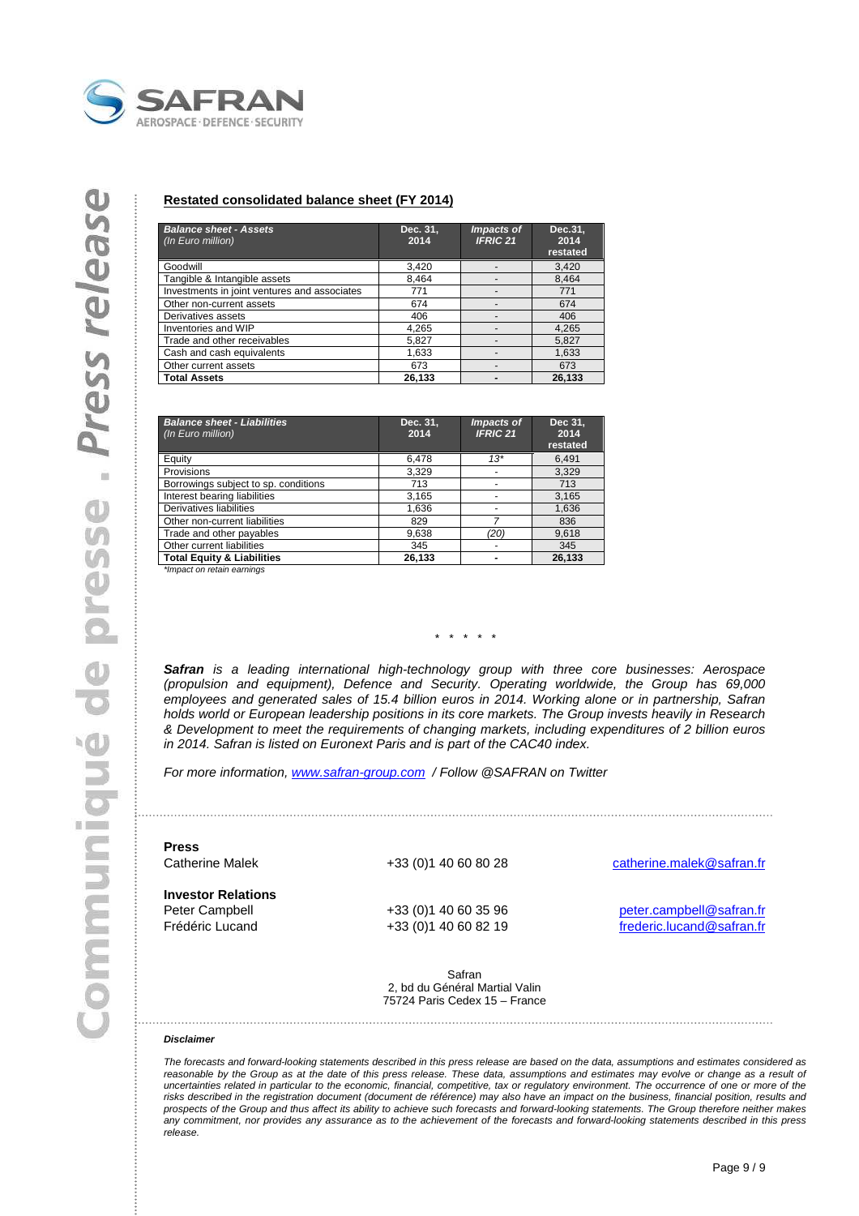## Restated consolidated balance sheet (FY 2014)

| ***Balance sheet - Assets*** *(In Euro million)* | **Dec. 31, 2014** | ***Impacts of IFRIC 21*** | **Dec.31, 2014 restated** |
|---|---|---|---|
| Goodwill | 3,420 | - | 3,420 |
| Tangible & Intangible assets | 8,464 | - | 8,464 |
| Investments in joint ventures and associates | 771 | - | 771 |
| Other non-current assets | 674 | - | 674 |
| Derivatives assets | 406 | - | 406 |
| Inventories and WIP | 4,265 | - | 4,265 |
| Trade and other receivables | 5,827 | - | 5,827 |
| Cash and cash equivalents | 1,633 | - | 1,633 |
| Other current assets | 673 | - | 673 |
| **Total Assets** | **26,133** | **-** | **26,133** |

| ***Balance sheet - Liabilities*** *(In Euro million)* | **Dec. 31, 2014** | ***Impacts of IFRIC 21*** | **Dec 31, 2014 restated** |
|---|---|---|---|
| Equity | 6,478 | *13** | 6,491 |
| Provisions | 3,329 | - | 3,329 |
| Borrowings subject to sp. conditions | 713 | - | 713 |
| Interest bearing liabilities | 3,165 | - | 3,165 |
| Derivatives liabilities | 1,636 | - | 1,636 |
| Other non-current liabilities | 829 | *7* | 836 |
| Trade and other payables | 9,638 | *(20)* | 9,618 |
| Other current liabilities | 345 | - | 345 |
| **Total Equity & Liabilities** | **26,133** | **-** | **26,133** |

*\*Impact on retain earnings*

\* \* \* \* \*

***Safran*** *is a leading international high-technology group with three core businesses: Aerospace (propulsion and equipment), Defence and Security. Operating worldwide, the Group has 69,000 employees and generated sales of 15.4 billion euros in 2014. Working alone or in partnership, Safran holds world or European leadership positions in its core markets. The Group invests heavily in Research & Development to meet the requirements of changing markets, including expenditures of 2 billion euros in 2014. Safran is listed on Euronext Paris and is part of the CAC40 index.*

*For more information, [www.safran-group.com](http://www.safran-group.com) / Follow @SAFRAN on Twitter*

**Press**
Catherine Malek — +33 (0)1 40 60 80 28 — catherine.malek@safran.fr

**Investor Relations**
Peter Campbell — +33 (0)1 40 60 35 96 — peter.campbell@safran.fr
Frédéric Lucand — +33 (0)1 40 60 82 19 — frederic.lucand@safran.fr

Safran
2, bd du Général Martial Valin
75724 Paris Cedex 15 – France

***Disclaimer***

*The forecasts and forward-looking statements described in this press release are based on the data, assumptions and estimates considered as reasonable by the Group as at the date of this press release. These data, assumptions and estimates may evolve or change as a result of uncertainties related in particular to the economic, financial, competitive, tax or regulatory environment. The occurrence of one or more of the risks described in the registration document (document de référence) may also have an impact on the business, financial position, results and prospects of the Group and thus affect its ability to achieve such forecasts and forward-looking statements. The Group therefore neither makes any commitment, nor provides any assurance as to the achievement of the forecasts and forward-looking statements described in this press release.*